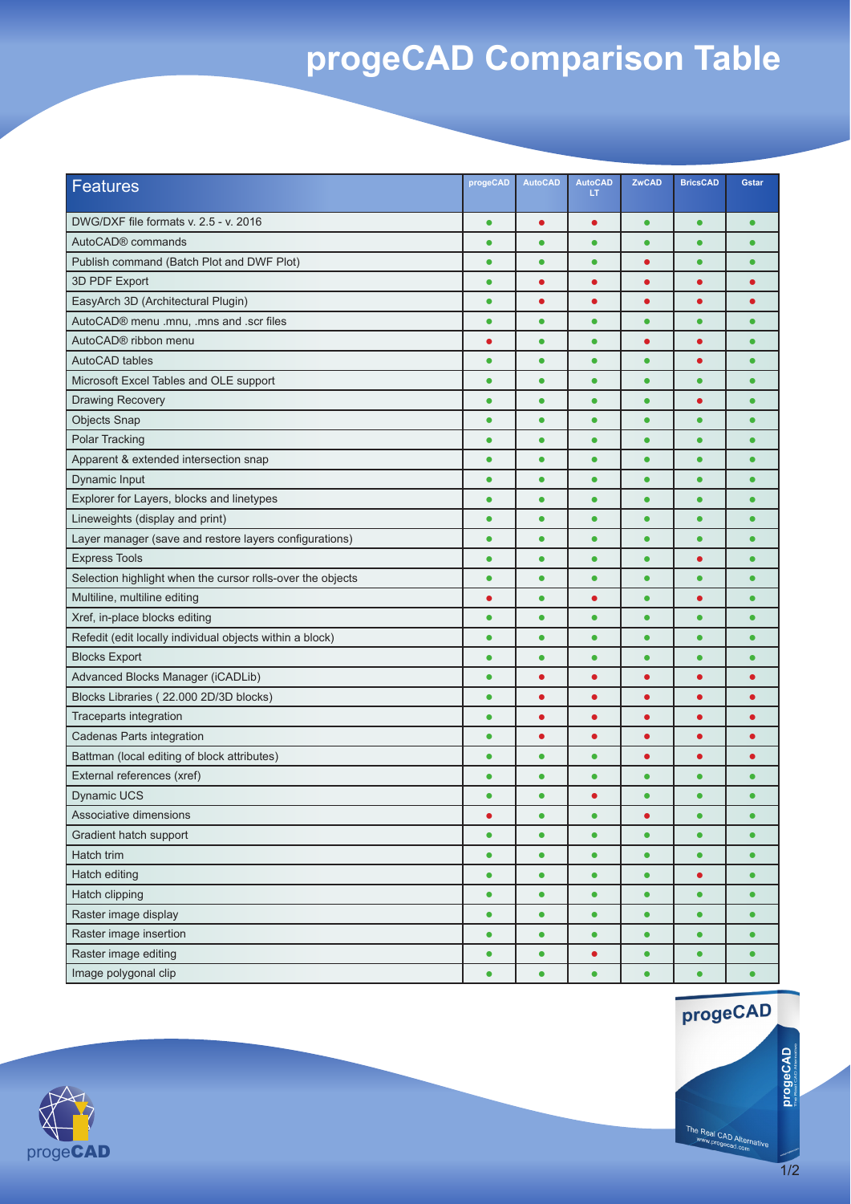# progeCAD Comparison Table

| Features | progeCAD | AutoCAD | AutoCAD LT | ZwCAD | BricsCAD | Gstar |
|---|---|---|---|---|---|---|
| DWG/DXF file formats v. 2.5 - v. 2016 | 🟢 | 🔴 | 🔴 | 🟢 | 🟢 | 🟢 |
| AutoCAD® commands | 🟢 | 🟢 | 🟢 | 🟢 | 🟢 | 🟢 |
| Publish command (Batch Plot and DWF Plot) | 🟢 | 🟢 | 🟢 | 🔴 | 🟢 | 🟢 |
| 3D PDF Export | 🟢 | 🔴 | 🔴 | 🔴 | 🔴 | 🔴 |
| EasyArch 3D (Architectural Plugin) | 🟢 | 🔴 | 🔴 | 🔴 | 🔴 | 🔴 |
| AutoCAD® menu .mnu, .mns and .scr files | 🟢 | 🟢 | 🟢 | 🟢 | 🟢 | 🟢 |
| AutoCAD® ribbon menu | 🔴 | 🟢 | 🟢 | 🔴 | 🔴 | 🟢 |
| AutoCAD tables | 🟢 | 🟢 | 🟢 | 🟢 | 🔴 | 🟢 |
| Microsoft Excel Tables and OLE support | 🟢 | 🟢 | 🟢 | 🟢 | 🟢 | 🟢 |
| Drawing Recovery | 🟢 | 🟢 | 🟢 | 🟢 | 🔴 | 🟢 |
| Objects Snap | 🟢 | 🟢 | 🟢 | 🟢 | 🟢 | 🟢 |
| Polar Tracking | 🟢 | 🟢 | 🟢 | 🟢 | 🟢 | 🟢 |
| Apparent & extended intersection snap | 🟢 | 🟢 | 🟢 | 🟢 | 🟢 | 🟢 |
| Dynamic Input | 🟢 | 🟢 | 🟢 | 🟢 | 🟢 | 🟢 |
| Explorer for Layers, blocks and linetypes | 🟢 | 🟢 | 🟢 | 🟢 | 🟢 | 🟢 |
| Lineweights (display and print) | 🟢 | 🟢 | 🟢 | 🟢 | 🟢 | 🟢 |
| Layer manager (save and restore layers configurations) | 🟢 | 🟢 | 🟢 | 🟢 | 🟢 | 🟢 |
| Express Tools | 🟢 | 🟢 | 🟢 | 🟢 | 🔴 | 🟢 |
| Selection highlight when the cursor rolls-over the objects | 🟢 | 🟢 | 🟢 | 🟢 | 🟢 | 🟢 |
| Multiline, multiline editing | 🔴 | 🟢 | 🔴 | 🟢 | 🔴 | 🟢 |
| Xref, in-place blocks editing | 🟢 | 🟢 | 🟢 | 🟢 | 🟢 | 🟢 |
| Refedit (edit locally individual objects within a block) | 🟢 | 🟢 | 🟢 | 🟢 | 🟢 | 🟢 |
| Blocks Export | 🟢 | 🟢 | 🟢 | 🟢 | 🟢 | 🟢 |
| Advanced Blocks Manager (iCADLib) | 🟢 | 🔴 | 🔴 | 🔴 | 🔴 | 🔴 |
| Blocks Libraries ( 22.000 2D/3D blocks) | 🟢 | 🔴 | 🔴 | 🔴 | 🔴 | 🔴 |
| Traceparts integration | 🟢 | 🔴 | 🔴 | 🔴 | 🔴 | 🔴 |
| Cadenas Parts integration | 🟢 | 🔴 | 🔴 | 🔴 | 🔴 | 🔴 |
| Battman (local editing of block attributes) | 🟢 | 🟢 | 🟢 | 🔴 | 🔴 | 🔴 |
| External references (xref) | 🟢 | 🟢 | 🟢 | 🟢 | 🟢 | 🟢 |
| Dynamic UCS | 🟢 | 🟢 | 🔴 | 🟢 | 🟢 | 🟢 |
| Associative dimensions | 🔴 | 🟢 | 🟢 | 🔴 | 🟢 | 🟢 |
| Gradient hatch support | 🟢 | 🟢 | 🟢 | 🟢 | 🟢 | 🟢 |
| Hatch trim | 🟢 | 🟢 | 🟢 | 🟢 | 🟢 | 🟢 |
| Hatch editing | 🟢 | 🟢 | 🟢 | 🟢 | 🔴 | 🟢 |
| Hatch clipping | 🟢 | 🟢 | 🟢 | 🟢 | 🟢 | 🟢 |
| Raster image display | 🟢 | 🟢 | 🟢 | 🟢 | 🟢 | 🟢 |
| Raster image insertion | 🟢 | 🟢 | 🟢 | 🟢 | 🟢 | 🟢 |
| Raster image editing | 🟢 | 🟢 | 🔴 | 🟢 | 🟢 | 🟢 |
| Image polygonal clip | 🟢 | 🟢 | 🟢 | 🟢 | 🟢 | 🟢 |

progeCAD

The Real CAD Alternative
www.progecad.com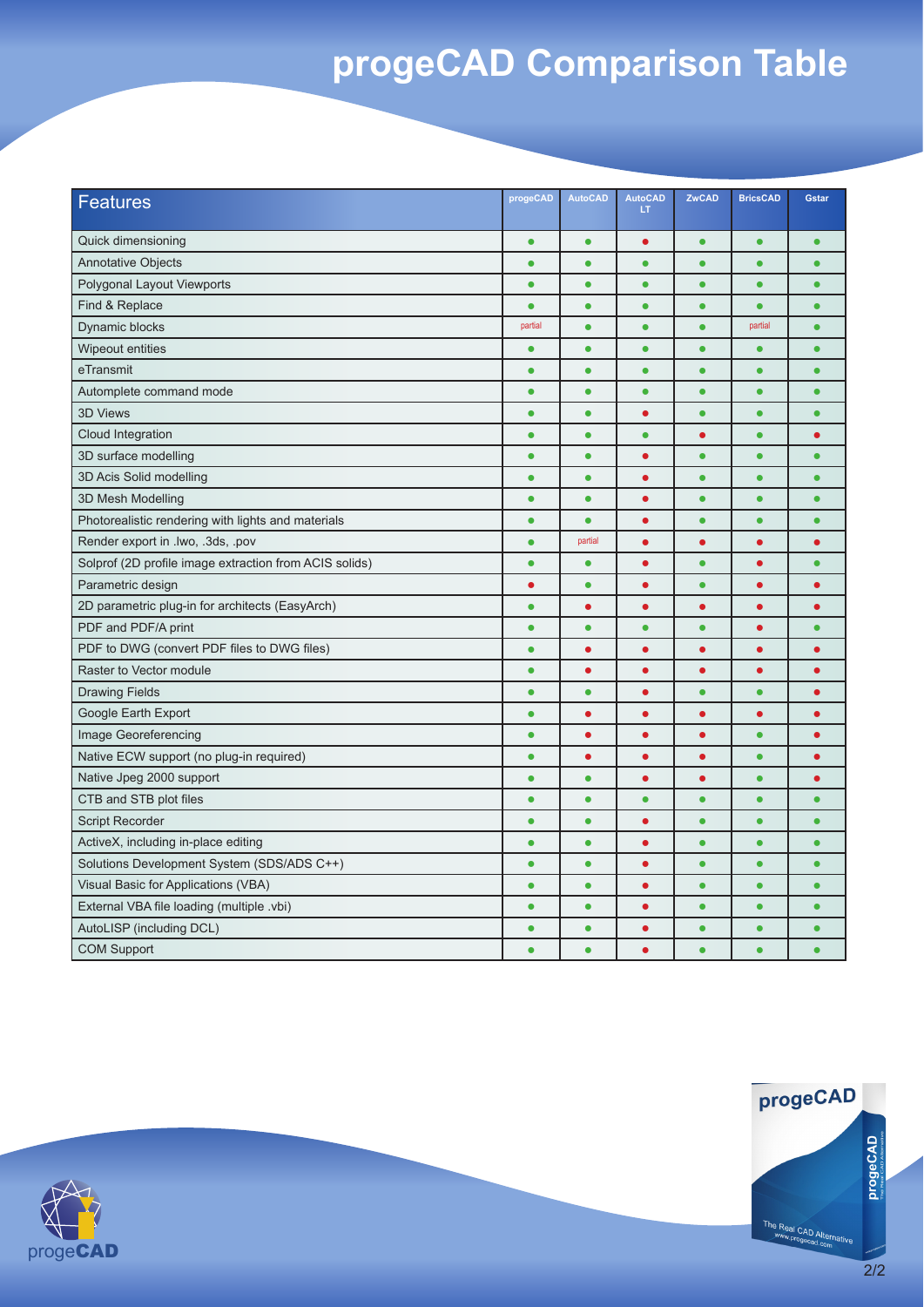# progeCAD Comparison Table

| Features | progeCAD | AutoCAD | AutoCAD LT | ZwCAD | BricsCAD | Gstar |
|---|---|---|---|---|---|---|
| Quick dimensioning | 🟢 | 🟢 | 🔴 | 🟢 | 🟢 | 🟢 |
| Annotative Objects | 🟢 | 🟢 | 🟢 | 🟢 | 🟢 | 🟢 |
| Polygonal Layout Viewports | 🟢 | 🟢 | 🟢 | 🟢 | 🟢 | 🟢 |
| Find & Replace | 🟢 | 🟢 | 🟢 | 🟢 | 🟢 | 🟢 |
| Dynamic blocks | partial | 🟢 | 🟢 | 🟢 | partial | 🟢 |
| Wipeout entities | 🟢 | 🟢 | 🟢 | 🟢 | 🟢 | 🟢 |
| eTransmit | 🟢 | 🟢 | 🟢 | 🟢 | 🟢 | 🟢 |
| Automplete command mode | 🟢 | 🟢 | 🟢 | 🟢 | 🟢 | 🟢 |
| 3D Views | 🟢 | 🟢 | 🔴 | 🟢 | 🟢 | 🟢 |
| Cloud Integration | 🟢 | 🟢 | 🟢 | 🔴 | 🟢 | 🔴 |
| 3D surface modelling | 🟢 | 🟢 | 🔴 | 🟢 | 🟢 | 🟢 |
| 3D Acis Solid modelling | 🟢 | 🟢 | 🔴 | 🟢 | 🟢 | 🟢 |
| 3D Mesh Modelling | 🟢 | 🟢 | 🔴 | 🟢 | 🟢 | 🟢 |
| Photorealistic rendering with lights and materials | 🟢 | 🟢 | 🔴 | 🟢 | 🟢 | 🟢 |
| Render export in .lwo, .3ds, .pov | 🟢 | partial | 🔴 | 🔴 | 🔴 | 🔴 |
| Solprof (2D profile image extraction from ACIS solids) | 🟢 | 🟢 | 🔴 | 🟢 | 🔴 | 🟢 |
| Parametric design | 🔴 | 🟢 | 🔴 | 🟢 | 🔴 | 🔴 |
| 2D parametric plug-in for architects (EasyArch) | 🟢 | 🔴 | 🔴 | 🔴 | 🔴 | 🔴 |
| PDF and PDF/A print | 🟢 | 🟢 | 🟢 | 🟢 | 🔴 | 🟢 |
| PDF to DWG (convert PDF files to DWG files) | 🟢 | 🔴 | 🔴 | 🔴 | 🔴 | 🔴 |
| Raster to Vector module | 🟢 | 🔴 | 🔴 | 🔴 | 🔴 | 🔴 |
| Drawing Fields | 🟢 | 🟢 | 🔴 | 🟢 | 🟢 | 🔴 |
| Google Earth Export | 🟢 | 🔴 | 🔴 | 🔴 | 🔴 | 🔴 |
| Image Georeferencing | 🟢 | 🔴 | 🔴 | 🔴 | 🟢 | 🔴 |
| Native ECW support (no plug-in required) | 🟢 | 🔴 | 🔴 | 🔴 | 🟢 | 🔴 |
| Native Jpeg 2000 support | 🟢 | 🟢 | 🔴 | 🔴 | 🟢 | 🔴 |
| CTB and STB plot files | 🟢 | 🟢 | 🟢 | 🟢 | 🟢 | 🟢 |
| Script Recorder | 🟢 | 🟢 | 🔴 | 🟢 | 🟢 | 🟢 |
| ActiveX, including in-place editing | 🟢 | 🟢 | 🔴 | 🟢 | 🟢 | 🟢 |
| Solutions Development System (SDS/ADS C++) | 🟢 | 🟢 | 🔴 | 🟢 | 🟢 | 🟢 |
| Visual Basic for Applications (VBA) | 🟢 | 🟢 | 🔴 | 🟢 | 🟢 | 🟢 |
| External VBA file loading (multiple .vbi) | 🟢 | 🟢 | 🔴 | 🟢 | 🟢 | 🟢 |
| AutoLISP (including DCL) | 🟢 | 🟢 | 🔴 | 🟢 | 🟢 | 🟢 |
| COM Support | 🟢 | 🟢 | 🔴 | 🟢 | 🟢 | 🟢 |

progeCAD

The Real CAD Alternative
www.progecad.com